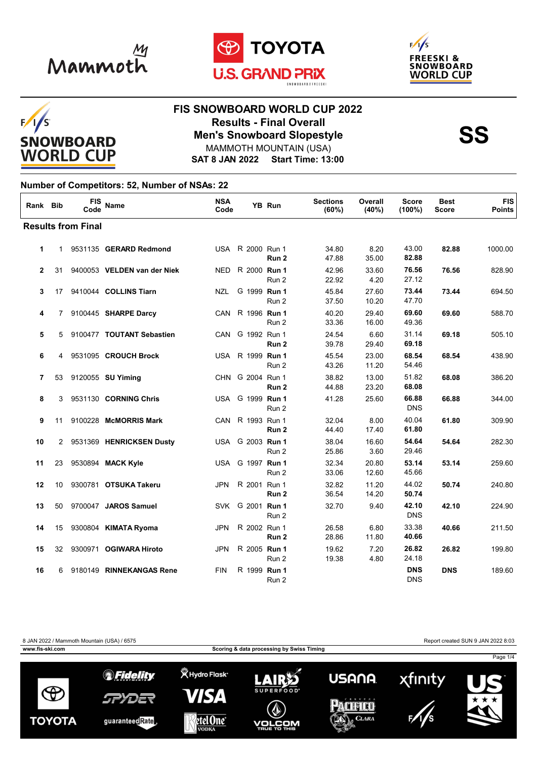# FIS SNOWBOARD WORLD CUP 2022

## Results - Final Overall

## Men's Snowboard Slopestyle

MAMMOTH MOUNTAIN (USA)

**SAT 8 JAN 2022 Start Time: 13:00**

**SS**

**Number of Competitors: 52, Number of NSAs: 22**

| Rank | Bib | FIS Code | Name | NSA Code | | YB | Run | Sections (60%) | Overall (40%) | Score (100%) | Best Score | FIS Points |
|---|---|---|---|---|---|---|---|---|---|---|---|---|
| **Results from Final** | | | | | | | | | | | | |
| **1** | 1 | 9531135 | **GERARD Redmond** | USA | R | 2000 | Run 1 | 34.80 | 8.20 | 43.00 | **82.88** | 1000.00 |
| | | | | | | | **Run 2** | 47.88 | 35.00 | **82.88** | | |
| **2** | 31 | 9400053 | **VELDEN van der Niek** | NED | R | 2000 | **Run 1** | 42.96 | 33.60 | **76.56** | **76.56** | 828.90 |
| | | | | | | | Run 2 | 22.92 | 4.20 | 27.12 | | |
| **3** | 17 | 9410044 | **COLLINS Tiarn** | NZL | G | 1999 | **Run 1** | 45.84 | 27.60 | **73.44** | **73.44** | 694.50 |
| | | | | | | | Run 2 | 37.50 | 10.20 | 47.70 | | |
| **4** | 7 | 9100445 | **SHARPE Darcy** | CAN | R | 1996 | **Run 1** | 40.20 | 29.40 | **69.60** | **69.60** | 588.70 |
| | | | | | | | Run 2 | 33.36 | 16.00 | 49.36 | | |
| **5** | 5 | 9100477 | **TOUTANT Sebastien** | CAN | G | 1992 | Run 1 | 24.54 | 6.60 | 31.14 | **69.18** | 505.10 |
| | | | | | | | **Run 2** | 39.78 | 29.40 | **69.18** | | |
| **6** | 4 | 9531095 | **CROUCH Brock** | USA | R | 1999 | **Run 1** | 45.54 | 23.00 | **68.54** | **68.54** | 438.90 |
| | | | | | | | Run 2 | 43.26 | 11.20 | 54.46 | | |
| **7** | 53 | 9120055 | **SU Yiming** | CHN | G | 2004 | Run 1 | 38.82 | 13.00 | 51.82 | **68.08** | 386.20 |
| | | | | | | | **Run 2** | 44.88 | 23.20 | **68.08** | | |
| **8** | 3 | 9531130 | **CORNING Chris** | USA | G | 1999 | **Run 1** | 41.28 | 25.60 | **66.88** | **66.88** | 344.00 |
| | | | | | | | Run 2 | | | DNS | | |
| **9** | 11 | 9100228 | **McMORRIS Mark** | CAN | R | 1993 | Run 1 | 32.04 | 8.00 | 40.04 | **61.80** | 309.90 |
| | | | | | | | **Run 2** | 44.40 | 17.40 | **61.80** | | |
| **10** | 2 | 9531369 | **HENRICKSEN Dusty** | USA | G | 2003 | **Run 1** | 38.04 | 16.60 | **54.64** | **54.64** | 282.30 |
| | | | | | | | Run 2 | 25.86 | 3.60 | 29.46 | | |
| **11** | 23 | 9530894 | **MACK Kyle** | USA | G | 1997 | **Run 1** | 32.34 | 20.80 | **53.14** | **53.14** | 259.60 |
| | | | | | | | Run 2 | 33.06 | 12.60 | 45.66 | | |
| **12** | 10 | 9300781 | **OTSUKA Takeru** | JPN | R | 2001 | Run 1 | 32.82 | 11.20 | 44.02 | **50.74** | 240.80 |
| | | | | | | | **Run 2** | 36.54 | 14.20 | **50.74** | | |
| **13** | 50 | 9700047 | **JAROS Samuel** | SVK | G | 2001 | **Run 1** | 32.70 | 9.40 | **42.10** | **42.10** | 224.90 |
| | | | | | | | Run 2 | | | DNS | | |
| **14** | 15 | 9300804 | **KIMATA Ryoma** | JPN | R | 2002 | Run 1 | 26.58 | 6.80 | 33.38 | **40.66** | 211.50 |
| | | | | | | | **Run 2** | 28.86 | 11.80 | **40.66** | | |
| **15** | 32 | 9300971 | **OGIWARA Hiroto** | JPN | R | 2005 | **Run 1** | 19.62 | 7.20 | **26.82** | **26.82** | 199.80 |
| | | | | | | | Run 2 | 19.38 | 4.80 | 24.18 | | |
| **16** | 6 | 9180149 | **RINNEKANGAS Rene** | FIN | R | 1999 | **Run 1** | | | **DNS** | **DNS** | 189.60 |
| | | | | | | | Run 2 | | | DNS | | |

8 JAN 2022 / Mammoth Mountain (USA) / 6575

Report created SUN 9 JAN 2022 8:03

www.fis-ski.com

Scoring & data processing by Swiss Timing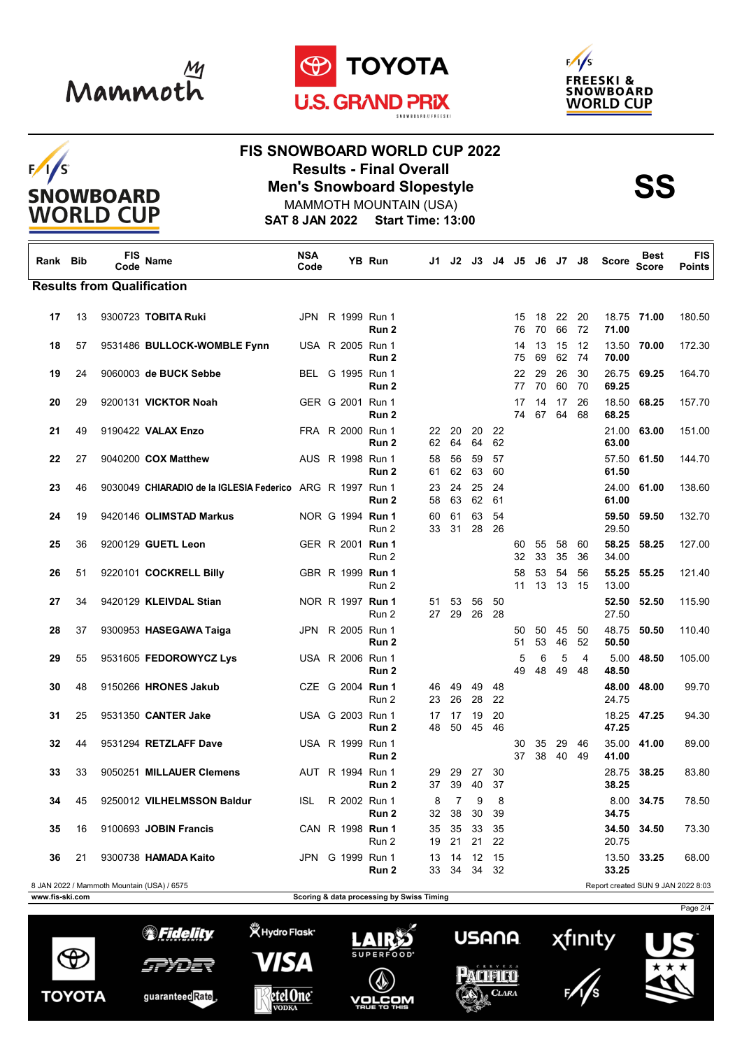# FIS SNOWBOARD WORLD CUP 2022

## Results - Final Overall

## Men's Snowboard Slopestyle

MAMMOTH MOUNTAIN (USA)

**SAT 8 JAN 2022 Start Time: 13:00**

**SS**

### Results from Qualification

| Rank | Bib | FIS Code | Name | NSA Code | | YB | Run | J1 | J2 | J3 | J4 | J5 | J6 | J7 | J8 | Score | Best Score | FIS Points |
|---|---|---|---|---|---|---|---|---|---|---|---|---|---|---|---|---|---|---|
| **17** | 13 | 9300723 | **TOBITA Ruki** | JPN | R | 1999 | Run 1 | | | | | 15 | 18 | 22 | 20 | 18.75 | **71.00** | 180.50 |
| | | | | | | | **Run 2** | | | | | 76 | 70 | 66 | 72 | **71.00** | | |
| **18** | 57 | 9531486 | **BULLOCK-WOMBLE Fynn** | USA | R | 2005 | Run 1 | | | | | 14 | 13 | 15 | 12 | 13.50 | **70.00** | 172.30 |
| | | | | | | | **Run 2** | | | | | 75 | 69 | 62 | 74 | **70.00** | | |
| **19** | 24 | 9060003 | **de BUCK Sebbe** | BEL | G | 1995 | Run 1 | | | | | 22 | 29 | 26 | 30 | 26.75 | **69.25** | 164.70 |
| | | | | | | | **Run 2** | | | | | 77 | 70 | 60 | 70 | **69.25** | | |
| **20** | 29 | 9200131 | **VICKTOR Noah** | GER | G | 2001 | Run 1 | | | | | 17 | 14 | 17 | 26 | 18.50 | **68.25** | 157.70 |
| | | | | | | | **Run 2** | | | | | 74 | 67 | 64 | 68 | **68.25** | | |
| **21** | 49 | 9190422 | **VALAX Enzo** | FRA | R | 2000 | Run 1 | 22 | 20 | 20 | 22 | | | | | 21.00 | **63.00** | 151.00 |
| | | | | | | | **Run 2** | 62 | 64 | 64 | 62 | | | | | **63.00** | | |
| **22** | 27 | 9040200 | **COX Matthew** | AUS | R | 1998 | Run 1 | 58 | 56 | 59 | 57 | | | | | 57.50 | **61.50** | 144.70 |
| | | | | | | | **Run 2** | 61 | 62 | 63 | 60 | | | | | **61.50** | | |
| **23** | 46 | 9030049 | **CHIARADIO de la IGLESIA Federico** | ARG | R | 1997 | Run 1 | 23 | 24 | 25 | 24 | | | | | 24.00 | **61.00** | 138.60 |
| | | | | | | | **Run 2** | 58 | 63 | 62 | 61 | | | | | **61.00** | | |
| **24** | 19 | 9420146 | **OLIMSTAD Markus** | NOR | G | 1994 | **Run 1** | 60 | 61 | 63 | 54 | | | | | **59.50** | **59.50** | 132.70 |
| | | | | | | | Run 2 | 33 | 31 | 28 | 26 | | | | | 29.50 | | |
| **25** | 36 | 9200129 | **GUETL Leon** | GER | R | 2001 | **Run 1** | | | | | 60 | 55 | 58 | 60 | **58.25** | **58.25** | 127.00 |
| | | | | | | | Run 2 | | | | | 32 | 33 | 35 | 36 | 34.00 | | |
| **26** | 51 | 9220101 | **COCKRELL Billy** | GBR | R | 1999 | **Run 1** | | | | | 58 | 53 | 54 | 56 | **55.25** | **55.25** | 121.40 |
| | | | | | | | Run 2 | | | | | 11 | 13 | 13 | 15 | 13.00 | | |
| **27** | 34 | 9420129 | **KLEIVDAL Stian** | NOR | R | 1997 | **Run 1** | 51 | 53 | 56 | 50 | | | | | **52.50** | **52.50** | 115.90 |
| | | | | | | | Run 2 | 27 | 29 | 26 | 28 | | | | | 27.50 | | |
| **28** | 37 | 9300953 | **HASEGAWA Taiga** | JPN | R | 2005 | Run 1 | | | | | 50 | 50 | 45 | 50 | 48.75 | **50.50** | 110.40 |
| | | | | | | | **Run 2** | | | | | 51 | 53 | 46 | 52 | **50.50** | | |
| **29** | 55 | 9531605 | **FEDOROWYCZ Lys** | USA | R | 2006 | Run 1 | | | | | 5 | 6 | 5 | 4 | 5.00 | **48.50** | 105.00 |
| | | | | | | | **Run 2** | | | | | 49 | 48 | 49 | 48 | **48.50** | | |
| **30** | 48 | 9150266 | **HRONES Jakub** | CZE | G | 2004 | **Run 1** | 46 | 49 | 49 | 48 | | | | | **48.00** | **48.00** | 99.70 |
| | | | | | | | Run 2 | 23 | 26 | 28 | 22 | | | | | 24.75 | | |
| **31** | 25 | 9531350 | **CANTER Jake** | USA | G | 2003 | Run 1 | 17 | 17 | 19 | 20 | | | | | 18.25 | **47.25** | 94.30 |
| | | | | | | | **Run 2** | 48 | 50 | 45 | 46 | | | | | **47.25** | | |
| **32** | 44 | 9531294 | **RETZLAFF Dave** | USA | R | 1999 | Run 1 | | | | | 30 | 35 | 29 | 46 | 35.00 | **41.00** | 89.00 |
| | | | | | | | **Run 2** | | | | | 37 | 38 | 40 | 49 | **41.00** | | |
| **33** | 33 | 9050251 | **MILLAUER Clemens** | AUT | R | 1994 | Run 1 | 29 | 29 | 27 | 30 | | | | | 28.75 | **38.25** | 83.80 |
| | | | | | | | **Run 2** | 37 | 39 | 40 | 37 | | | | | **38.25** | | |
| **34** | 45 | 9250012 | **VILHELMSSON Baldur** | ISL | R | 2002 | Run 1 | 8 | 7 | 9 | 8 | | | | | 8.00 | **34.75** | 78.50 |
| | | | | | | | **Run 2** | 32 | 38 | 30 | 39 | | | | | **34.75** | | |
| **35** | 16 | 9100693 | **JOBIN Francis** | CAN | R | 1998 | **Run 1** | 35 | 35 | 33 | 35 | | | | | **34.50** | **34.50** | 73.30 |
| | | | | | | | Run 2 | 19 | 21 | 21 | 22 | | | | | 20.75 | | |
| **36** | 21 | 9300738 | **HAMADA Kaito** | JPN | G | 1999 | Run 1 | 13 | 14 | 12 | 15 | | | | | 13.50 | **33.25** | 68.00 |
| | | | | | | | **Run 2** | 33 | 34 | 34 | 32 | | | | | **33.25** | | |

8 JAN 2022 / Mammoth Mountain (USA) / 6575

Report created SUN 9 JAN 2022 8:03

www.fis-ski.com

Scoring & data processing by Swiss Timing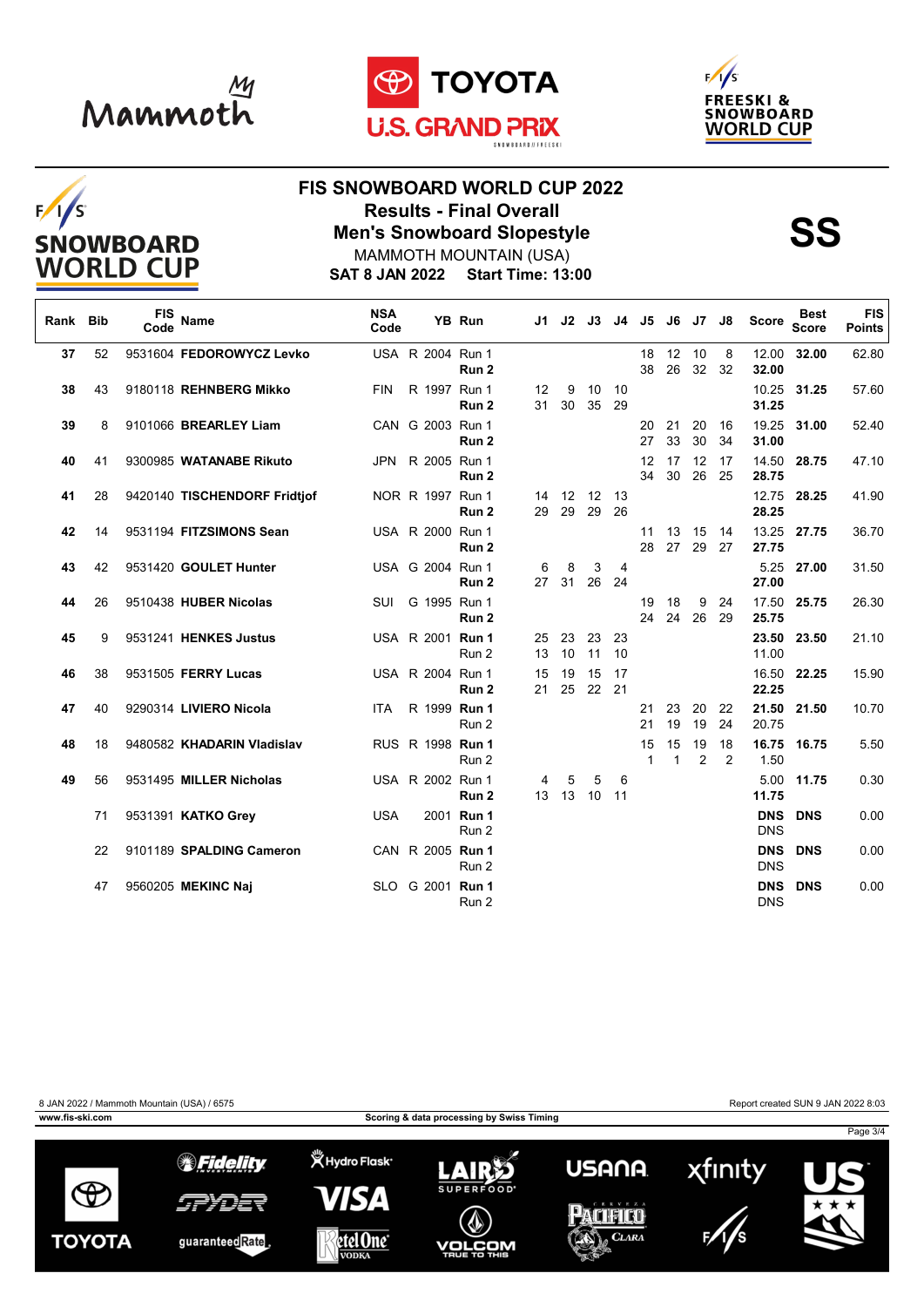# FIS SNOWBOARD WORLD CUP 2022

## Results - Final Overall

## Men's Snowboard Slopestyle

SS

MAMMOTH MOUNTAIN (USA)

**SAT 8 JAN 2022 Start Time: 13:00**

| Rank | Bib | FIS Code | Name | NSA Code | | YB | Run | J1 | J2 | J3 | J4 | J5 | J6 | J7 | J8 | Score | Best Score | FIS Points |
|---|---|---|---|---|---|---|---|---|---|---|---|---|---|---|---|---|---|---|
| 37 | 52 | 9531604 | **FEDOROWYCZ Levko** | USA | R | 2004 | Run 1 | | | | | 18 | 12 | 10 | 8 | 12.00 | **32.00** | 62.80 |
| | | | | | | | **Run 2** | | | | | 38 | 26 | 32 | 32 | **32.00** | | |
| 38 | 43 | 9180118 | **REHNBERG Mikko** | FIN | R | 1997 | Run 1 | 12 | 9 | 10 | 10 | | | | | 10.25 | **31.25** | 57.60 |
| | | | | | | | **Run 2** | 31 | 30 | 35 | 29 | | | | | **31.25** | | |
| 39 | 8 | 9101066 | **BREARLEY Liam** | CAN | G | 2003 | Run 1 | | | | | 20 | 21 | 20 | 16 | 19.25 | **31.00** | 52.40 |
| | | | | | | | **Run 2** | | | | | 27 | 33 | 30 | 34 | **31.00** | | |
| 40 | 41 | 9300985 | **WATANABE Rikuto** | JPN | R | 2005 | Run 1 | | | | | 12 | 17 | 12 | 17 | 14.50 | **28.75** | 47.10 |
| | | | | | | | **Run 2** | | | | | 34 | 30 | 26 | 25 | **28.75** | | |
| 41 | 28 | 9420140 | **TISCHENDORF Fridtjof** | NOR | R | 1997 | Run 1 | 14 | 12 | 12 | 13 | | | | | 12.75 | **28.25** | 41.90 |
| | | | | | | | **Run 2** | 29 | 29 | 29 | 26 | | | | | **28.25** | | |
| 42 | 14 | 9531194 | **FITZSIMONS Sean** | USA | R | 2000 | Run 1 | | | | | 11 | 13 | 15 | 14 | 13.25 | **27.75** | 36.70 |
| | | | | | | | **Run 2** | | | | | 28 | 27 | 29 | 27 | **27.75** | | |
| 43 | 42 | 9531420 | **GOULET Hunter** | USA | G | 2004 | Run 1 | 6 | 8 | 3 | 4 | | | | | 5.25 | **27.00** | 31.50 |
| | | | | | | | **Run 2** | 27 | 31 | 26 | 24 | | | | | **27.00** | | |
| 44 | 26 | 9510438 | **HUBER Nicolas** | SUI | G | 1995 | Run 1 | | | | | 19 | 18 | 9 | 24 | 17.50 | **25.75** | 26.30 |
| | | | | | | | **Run 2** | | | | | 24 | 24 | 26 | 29 | **25.75** | | |
| 45 | 9 | 9531241 | **HENKES Justus** | USA | R | 2001 | **Run 1** | 25 | 23 | 23 | 23 | | | | | **23.50** | **23.50** | 21.10 |
| | | | | | | | Run 2 | 13 | 10 | 11 | 10 | | | | | 11.00 | | |
| 46 | 38 | 9531505 | **FERRY Lucas** | USA | R | 2004 | Run 1 | 15 | 19 | 15 | 17 | | | | | 16.50 | **22.25** | 15.90 |
| | | | | | | | **Run 2** | 21 | 25 | 22 | 21 | | | | | **22.25** | | |
| 47 | 40 | 9290314 | **LIVIERO Nicola** | ITA | R | 1999 | **Run 1** | | | | | 21 | 23 | 20 | 22 | **21.50** | **21.50** | 10.70 |
| | | | | | | | Run 2 | | | | | 21 | 19 | 19 | 24 | 20.75 | | |
| 48 | 18 | 9480582 | **KHADARIN Vladislav** | RUS | R | 1998 | **Run 1** | | | | | 15 | 15 | 19 | 18 | **16.75** | **16.75** | 5.50 |
| | | | | | | | Run 2 | | | | | 1 | 1 | 2 | 2 | 1.50 | | |
| 49 | 56 | 9531495 | **MILLER Nicholas** | USA | R | 2002 | Run 1 | 4 | 5 | 5 | 6 | | | | | 5.00 | **11.75** | 0.30 |
| | | | | | | | **Run 2** | 13 | 13 | 10 | 11 | | | | | **11.75** | | |
| | 71 | 9531391 | **KATKO Grey** | USA | | 2001 | **Run 1** | | | | | | | | | **DNS** | **DNS** | 0.00 |
| | | | | | | | Run 2 | | | | | | | | | DNS | | |
| | 22 | 9101189 | **SPALDING Cameron** | CAN | R | 2005 | **Run 1** | | | | | | | | | **DNS** | **DNS** | 0.00 |
| | | | | | | | Run 2 | | | | | | | | | DNS | | |
| | 47 | 9560205 | **MEKINC Naj** | SLO | G | 2001 | **Run 1** | | | | | | | | | **DNS** | **DNS** | 0.00 |
| | | | | | | | Run 2 | | | | | | | | | DNS | | |

8 JAN 2022 / Mammoth Mountain (USA) / 6575

Report created SUN 9 JAN 2022 8:03

www.fis-ski.com

Scoring & data processing by Swiss Timing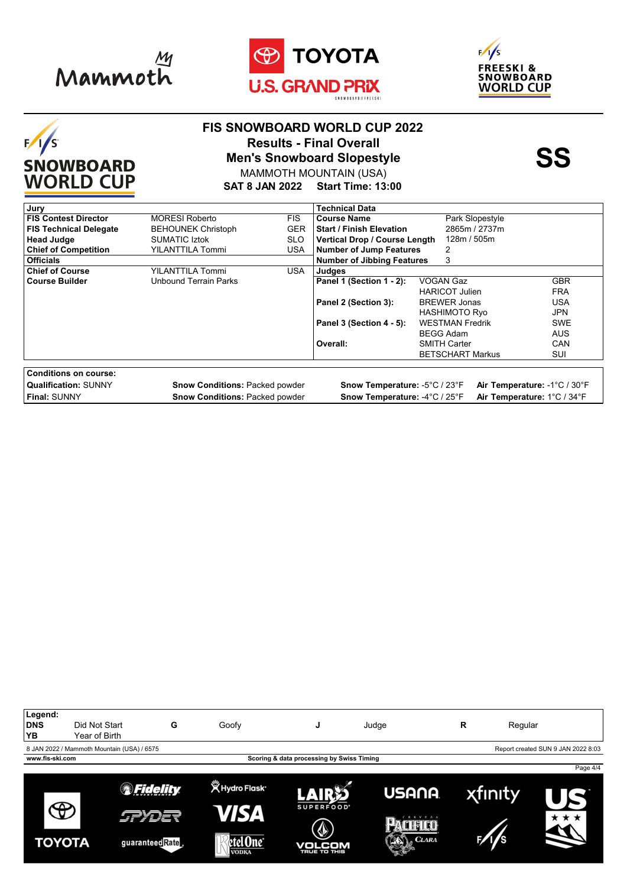# FIS SNOWBOARD WORLD CUP 2022

## Results - Final Overall

## Men's Snowboard Slopestyle

MAMMOTH MOUNTAIN (USA)

**SAT 8 JAN 2022 Start Time: 13:00**

**SS**

| Jury | | |
|---|---|---|
| **FIS Contest Director** | MORESI Roberto | FIS |
| **FIS Technical Delegate** | BEHOUNEK Christoph | GER |
| **Head Judge** | SUMATIC Iztok | SLO |
| **Chief of Competition** | YILANTTILA Tommi | USA |
| **Officials** | | |
| **Chief of Course** | YILANTTILA Tommi | USA |
| **Course Builder** | Unbound Terrain Parks | |

| Technical Data | |
|---|---|
| **Course Name** | Park Slopestyle |
| **Start / Finish Elevation** | 2865m / 2737m |
| **Vertical Drop / Course Length** | 128m / 505m |
| **Number of Jump Features** | 2 |
| **Number of Jibbing Features** | 3 |

| Judges | | |
|---|---|---|
| **Panel 1 (Section 1 - 2):** | VOGAN Gaz | GBR |
| | HARICOT Julien | FRA |
| **Panel 2 (Section 3):** | BREWER Jonas | USA |
| | HASHIMOTO Ryo | JPN |
| **Panel 3 (Section 4 - 5):** | WESTMAN Fredrik | SWE |
| | BEGG Adam | AUS |
| **Overall:** | SMITH Carter | CAN |
| | BETSCHART Markus | SUI |

| Conditions on course: | | | |
|---|---|---|---|
| **Qualification:** SUNNY | **Snow Conditions:** Packed powder | **Snow Temperature:** -5°C / 23°F | **Air Temperature:** -1°C / 30°F |
| **Final:** SUNNY | **Snow Conditions:** Packed powder | **Snow Temperature:** -4°C / 25°F | **Air Temperature:** 1°C / 34°F |

| Legend: | | | | | | | |
|---|---|---|---|---|---|---|---|
| **DNS** | Did Not Start | **G** | Goofy | **J** | Judge | **R** | Regular |
| **YB** | Year of Birth | | | | | | |

8 JAN 2022 / Mammoth Mountain (USA) / 6575 — Report created SUN 9 JAN 2022 8:03

www.fis-ski.com — Scoring & data processing by Swiss Timing